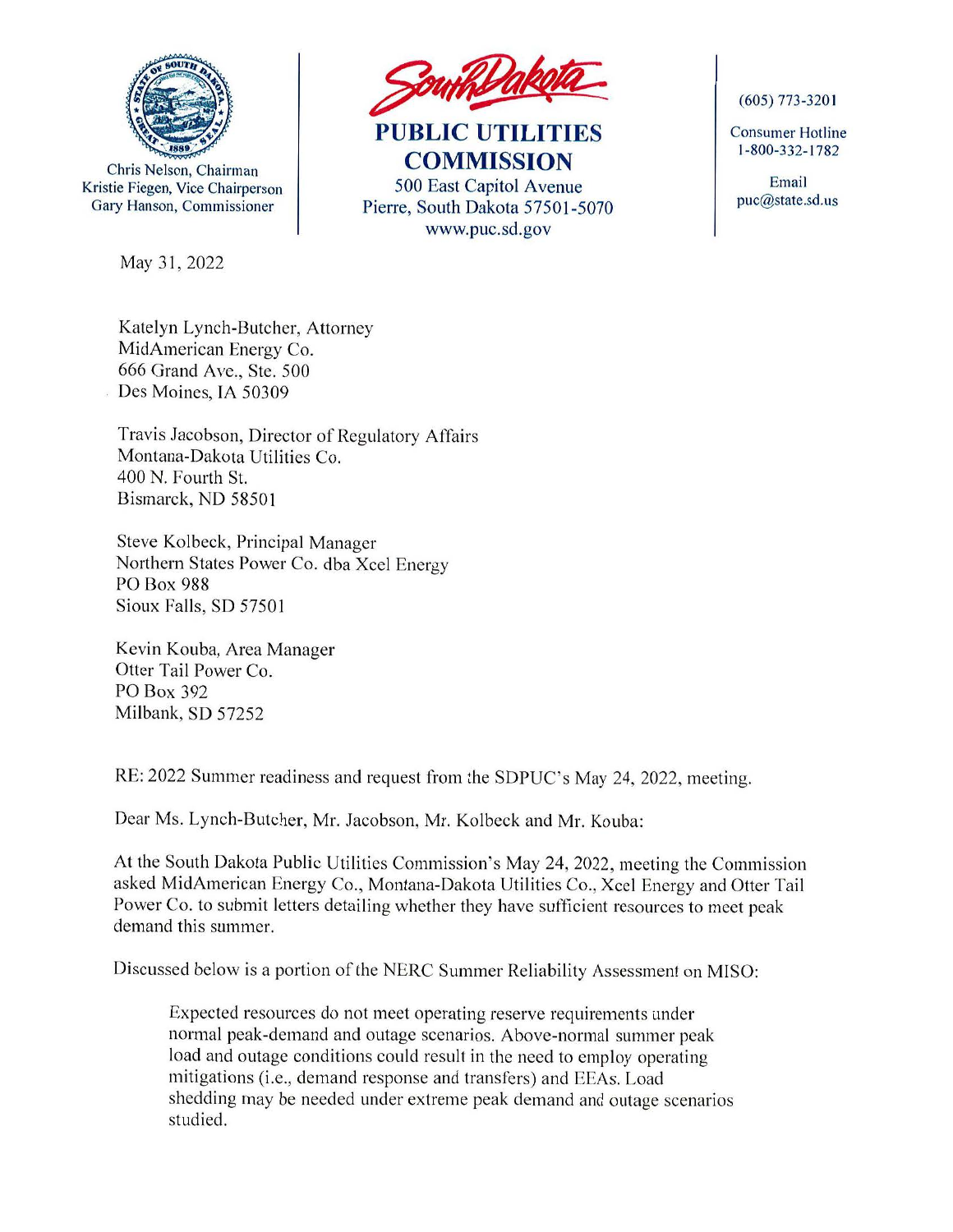Chris Nelson, Chairman
Kristie Fiegen, Vice Chairperson
Gary Hanson, Commissioner

**South Dakota**
**PUBLIC UTILITIES COMMISSION**
500 East Capitol Avenue
Pierre, South Dakota 57501-5070
www.puc.sd.gov

(605) 773-3201

Consumer Hotline
1-800-332-1782

Email
puc@state.sd.us

May 31, 2022

Katelyn Lynch-Butcher, Attorney
MidAmerican Energy Co.
666 Grand Ave., Ste. 500
Des Moines, IA 50309

Travis Jacobson, Director of Regulatory Affairs
Montana-Dakota Utilities Co.
400 N. Fourth St.
Bismarck, ND 58501

Steve Kolbeck, Principal Manager
Northern States Power Co. dba Xcel Energy
PO Box 988
Sioux Falls, SD 57501

Kevin Kouba, Area Manager
Otter Tail Power Co.
PO Box 392
Milbank, SD 57252

RE: 2022 Summer readiness and request from the SDPUC's May 24, 2022, meeting.

Dear Ms. Lynch-Butcher, Mr. Jacobson, Mr. Kolbeck and Mr. Kouba:

At the South Dakota Public Utilities Commission's May 24, 2022, meeting the Commission asked MidAmerican Energy Co., Montana-Dakota Utilities Co., Xcel Energy and Otter Tail Power Co. to submit letters detailing whether they have sufficient resources to meet peak demand this summer.

Discussed below is a portion of the NERC Summer Reliability Assessment on MISO:

> Expected resources do not meet operating reserve requirements under normal peak-demand and outage scenarios. Above-normal summer peak load and outage conditions could result in the need to employ operating mitigations (i.e., demand response and transfers) and EEAs. Load shedding may be needed under extreme peak demand and outage scenarios studied.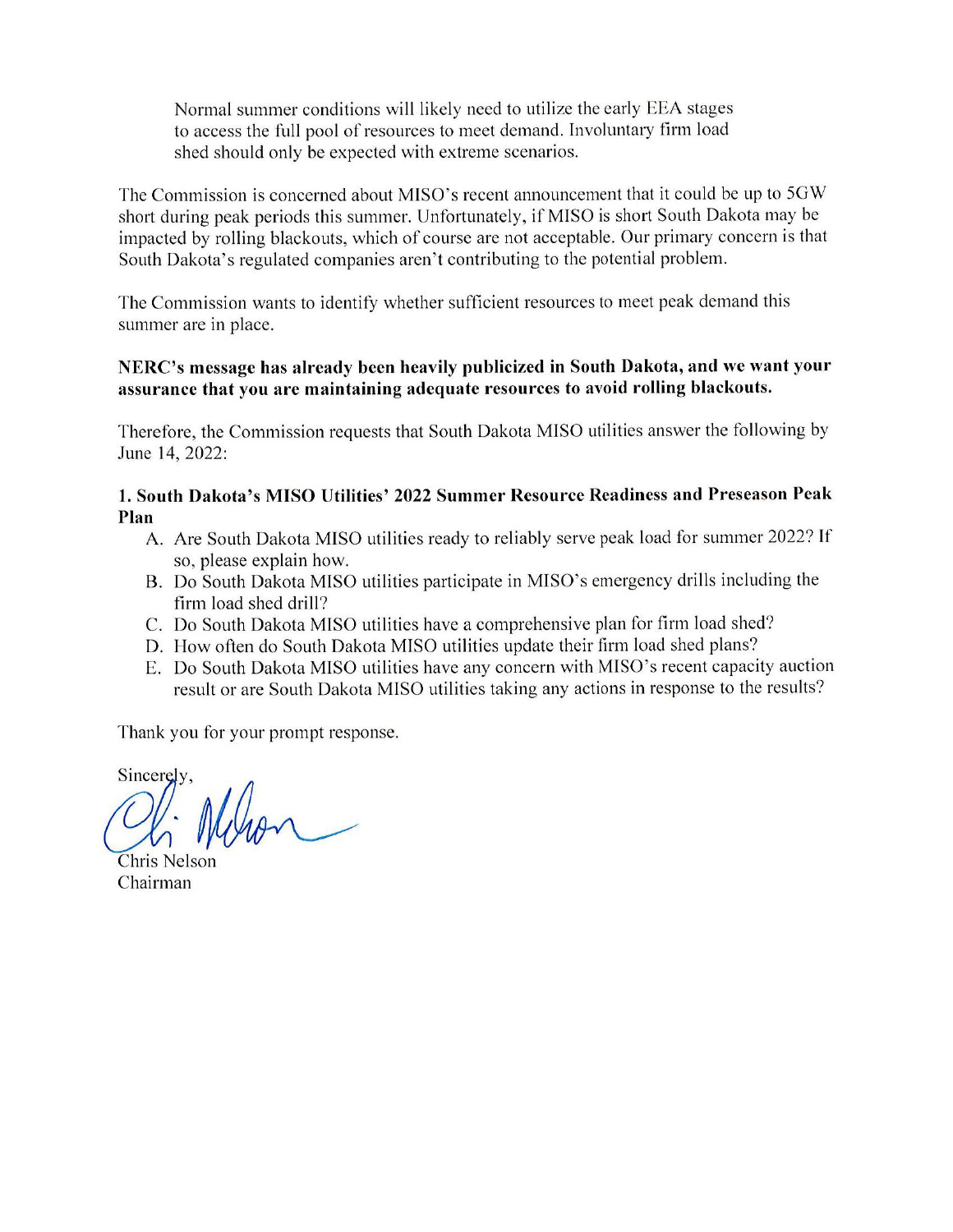> Normal summer conditions will likely need to utilize the early EEA stages to access the full pool of resources to meet demand. Involuntary firm load shed should only be expected with extreme scenarios.

The Commission is concerned about MISO's recent announcement that it could be up to 5GW short during peak periods this summer. Unfortunately, if MISO is short South Dakota may be impacted by rolling blackouts, which of course are not acceptable. Our primary concern is that South Dakota's regulated companies aren't contributing to the potential problem.

The Commission wants to identify whether sufficient resources to meet peak demand this summer are in place.

**NERC's message has already been heavily publicized in South Dakota, and we want your assurance that you are maintaining adequate resources to avoid rolling blackouts.**

Therefore, the Commission requests that South Dakota MISO utilities answer the following by June 14, 2022:

**1. South Dakota's MISO Utilities' 2022 Summer Resource Readiness and Preseason Peak Plan**

A. Are South Dakota MISO utilities ready to reliably serve peak load for summer 2022? If so, please explain how.
B. Do South Dakota MISO utilities participate in MISO's emergency drills including the firm load shed drill?
C. Do South Dakota MISO utilities have a comprehensive plan for firm load shed?
D. How often do South Dakota MISO utilities update their firm load shed plans?
E. Do South Dakota MISO utilities have any concern with MISO's recent capacity auction result or are South Dakota MISO utilities taking any actions in response to the results?

Thank you for your prompt response.

Sincerely,

Chris Nelson
Chairman